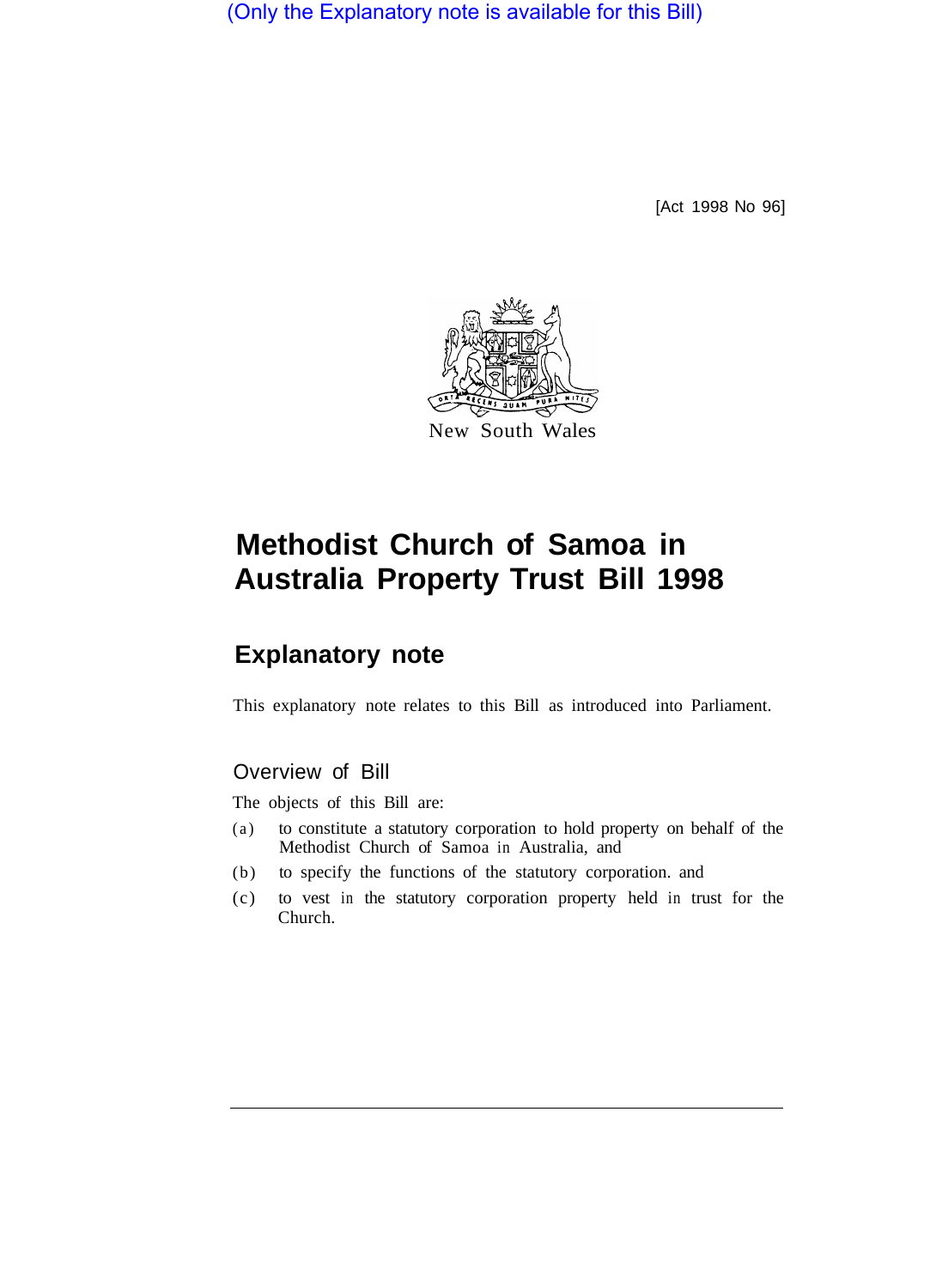(Only the Explanatory note is available for this Bill)

[Act 1998 No 96]

New South Wales

# Methodist Church of Samoa in Australia Property Trust Bill 1998

## Explanatory note

This explanatory note relates to this Bill as introduced into Parliament.

### Overview of Bill

The objects of this Bill are:

(a) to constitute a statutory corporation to hold property on behalf of the Methodist Church of Samoa in Australia, and

(b) to specify the functions of the statutory corporation. and

(c) to vest in the statutory corporation property held in trust for the Church.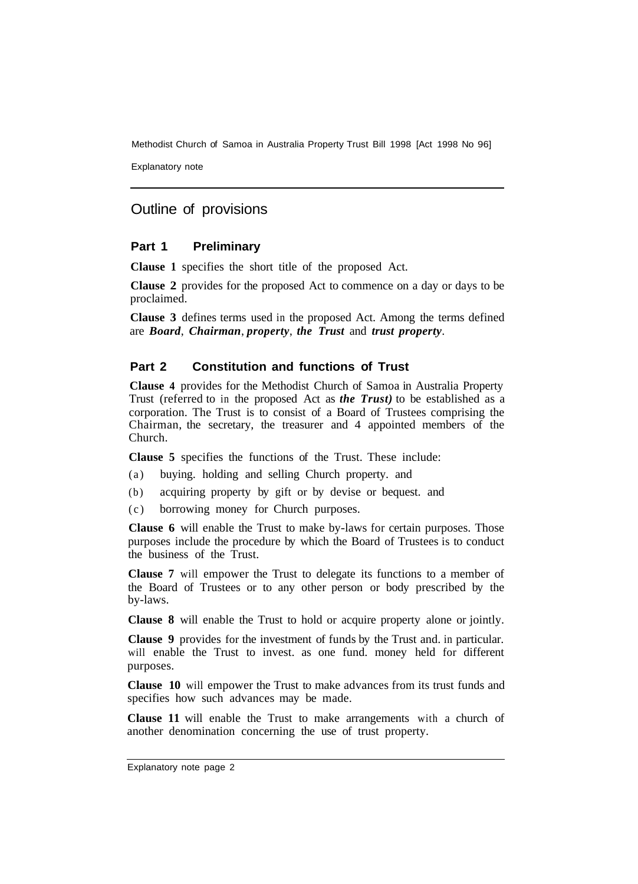## Outline of provisions

### Part 1 Preliminary

**Clause 1** specifies the short title of the proposed Act.

**Clause 2** provides for the proposed Act to commence on a day or days to be proclaimed.

**Clause 3** defines terms used in the proposed Act. Among the terms defined are ***Board***, ***Chairman***, ***property***, ***the Trust*** and ***trust property***.

### Part 2 Constitution and functions of Trust

**Clause 4** provides for the Methodist Church of Samoa in Australia Property Trust (referred to in the proposed Act as ***the Trust)*** to be established as a corporation. The Trust is to consist of a Board of Trustees comprising the Chairman, the secretary, the treasurer and 4 appointed members of the Church.

**Clause 5** specifies the functions of the Trust. These include:

(a) buying. holding and selling Church property. and

(b) acquiring property by gift or by devise or bequest. and

(c) borrowing money for Church purposes.

**Clause 6** will enable the Trust to make by-laws for certain purposes. Those purposes include the procedure by which the Board of Trustees is to conduct the business of the Trust.

**Clause 7** will empower the Trust to delegate its functions to a member of the Board of Trustees or to any other person or body prescribed by the by-laws.

**Clause 8** will enable the Trust to hold or acquire property alone or jointly.

**Clause 9** provides for the investment of funds by the Trust and. in particular. will enable the Trust to invest. as one fund. money held for different purposes.

**Clause 10** will empower the Trust to make advances from its trust funds and specifies how such advances may be made.

**Clause 11** will enable the Trust to make arrangements with a church of another denomination concerning the use of trust property.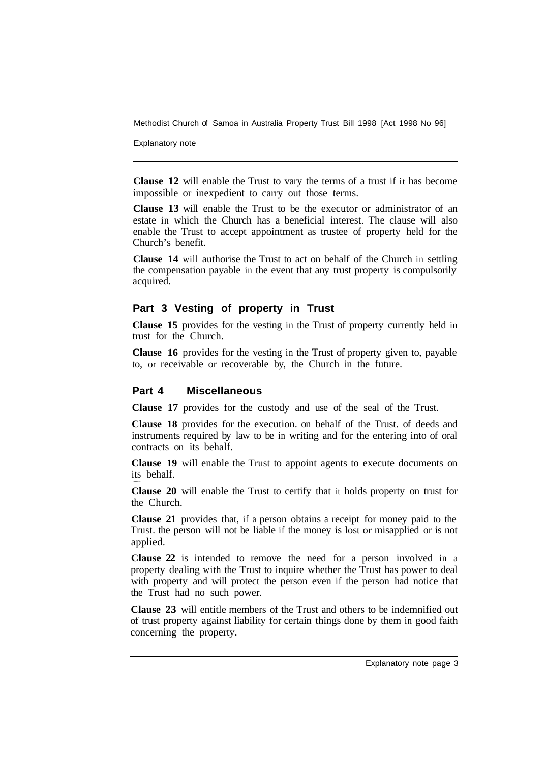**Clause 12** will enable the Trust to vary the terms of a trust if it has become impossible or inexpedient to carry out those terms.

**Clause 13** will enable the Trust to be the executor or administrator of an estate in which the Church has a beneficial interest. The clause will also enable the Trust to accept appointment as trustee of property held for the Church's benefit.

**Clause 14** will authorise the Trust to act on behalf of the Church in settling the compensation payable in the event that any trust property is compulsorily acquired.

## Part 3 Vesting of property in Trust

**Clause 15** provides for the vesting in the Trust of property currently held in trust for the Church.

**Clause 16** provides for the vesting in the Trust of property given to, payable to, or receivable or recoverable by, the Church in the future.

## Part 4 Miscellaneous

**Clause 17** provides for the custody and use of the seal of the Trust.

**Clause 18** provides for the execution. on behalf of the Trust. of deeds and instruments required by law to be in writing and for the entering into of oral contracts on its behalf.

**Clause 19** will enable the Trust to appoint agents to execute documents on its behalf.

**Clause 20** will enable the Trust to certify that it holds property on trust for the Church.

**Clause 21** provides that, if a person obtains a receipt for money paid to the Trust. the person will not be liable if the money is lost or misapplied or is not applied.

**Clause 22** is intended to remove the need for a person involved in a property dealing with the Trust to inquire whether the Trust has power to deal with property and will protect the person even if the person had notice that the Trust had no such power.

**Clause 23** will entitle members of the Trust and others to be indemnified out of trust property against liability for certain things done by them in good faith concerning the property.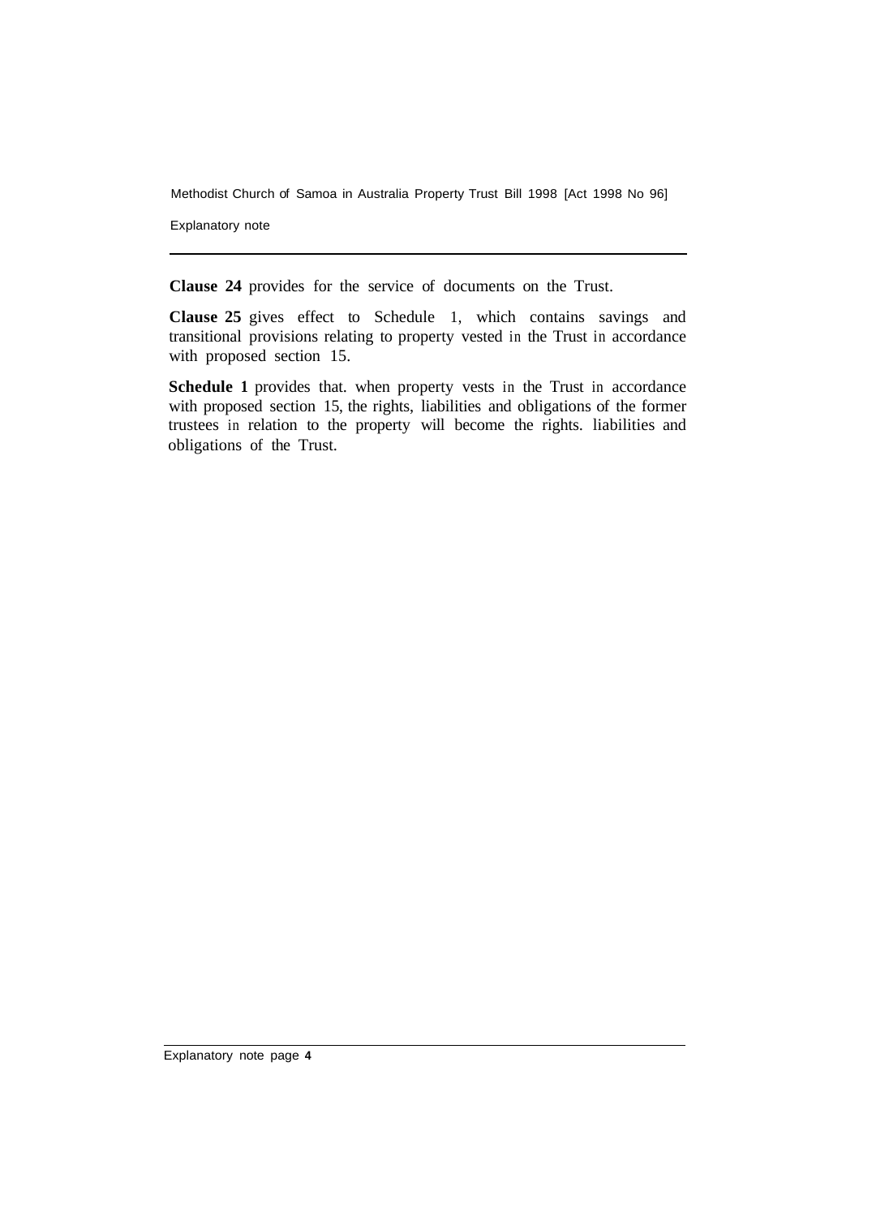**Clause 24** provides for the service of documents on the Trust.

**Clause 25** gives effect to Schedule 1, which contains savings and transitional provisions relating to property vested in the Trust in accordance with proposed section 15.

**Schedule 1** provides that. when property vests in the Trust in accordance with proposed section 15, the rights, liabilities and obligations of the former trustees in relation to the property will become the rights. liabilities and obligations of the Trust.